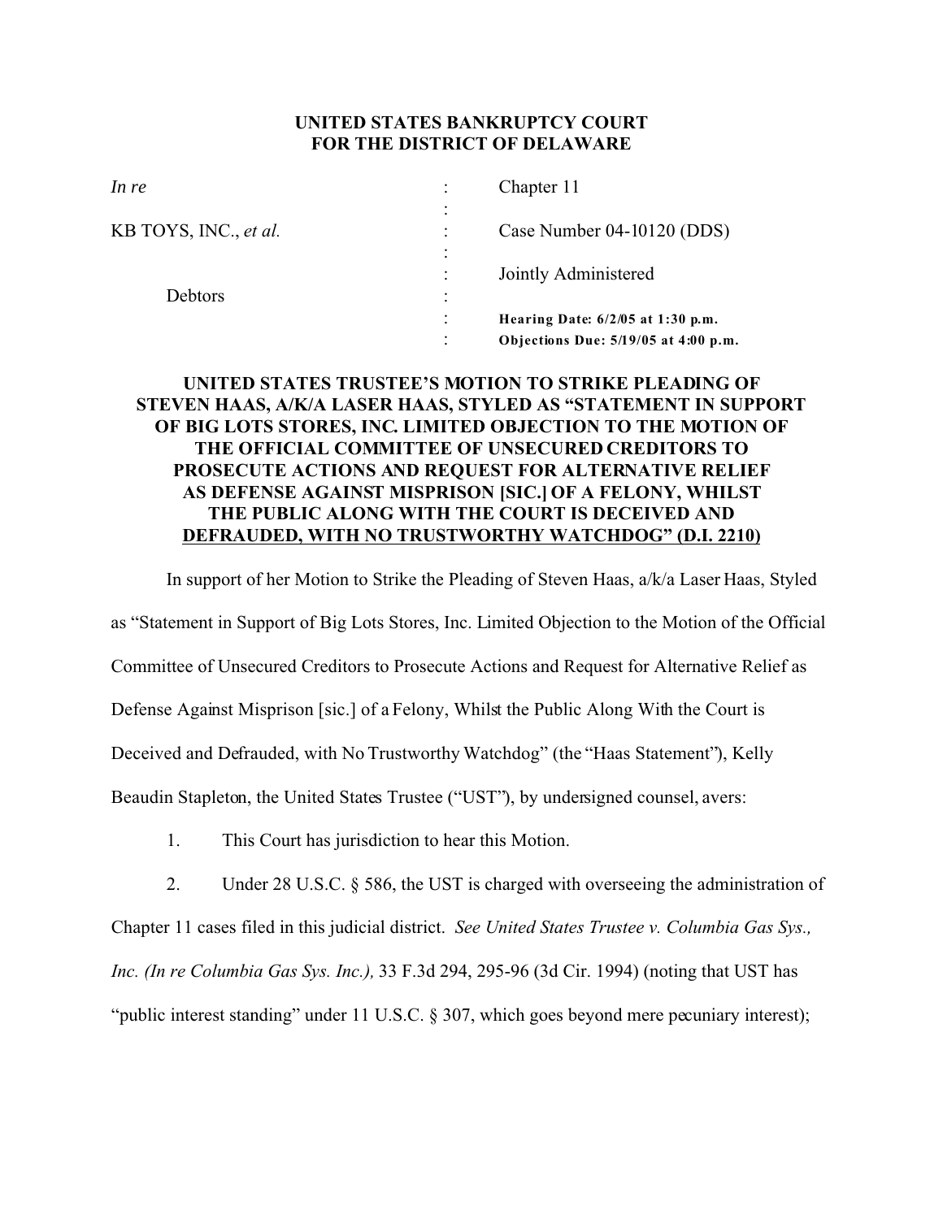**UNITED STATES BANKRUPTCY COURT**
**FOR THE DISTRICT OF DELAWARE**

| | | |
|---|---|---|
| *In re* | : | Chapter 11 |
| | : | |
| KB TOYS, INC., *et al.* | : | Case Number 04-10120 (DDS) |
| | : | |
| | : | Jointly Administered |
| Debtors | : | |
| | : | **Hearing Date: 6/2/05 at 1:30 p.m.** |
| | : | **Objections Due: 5/19/05 at 4:00 p.m.** |

**UNITED STATES TRUSTEE'S MOTION TO STRIKE PLEADING OF STEVEN HAAS, A/K/A LASER HAAS, STYLED AS "STATEMENT IN SUPPORT OF BIG LOTS STORES, INC. LIMITED OBJECTION TO THE MOTION OF THE OFFICIAL COMMITTEE OF UNSECURED CREDITORS TO PROSECUTE ACTIONS AND REQUEST FOR ALTERNATIVE RELIEF AS DEFENSE AGAINST MISPRISON [SIC.] OF A FELONY, WHILST THE PUBLIC ALONG WITH THE COURT IS DECEIVED AND DEFRAUDED, WITH NO TRUSTWORTHY WATCHDOG" (D.I. 2210)**

In support of her Motion to Strike the Pleading of Steven Haas, a/k/a Laser Haas, Styled as "Statement in Support of Big Lots Stores, Inc. Limited Objection to the Motion of the Official Committee of Unsecured Creditors to Prosecute Actions and Request for Alternative Relief as Defense Against Misprison [sic.] of a Felony, Whilst the Public Along With the Court is Deceived and Defrauded, with No Trustworthy Watchdog" (the "Haas Statement"), Kelly Beaudin Stapleton, the United States Trustee ("UST"), by undersigned counsel, avers:

1. This Court has jurisdiction to hear this Motion.

2. Under 28 U.S.C. § 586, the UST is charged with overseeing the administration of Chapter 11 cases filed in this judicial district. *See United States Trustee v. Columbia Gas Sys., Inc. (In re Columbia Gas Sys. Inc.),* 33 F.3d 294, 295-96 (3d Cir. 1994) (noting that UST has "public interest standing" under 11 U.S.C. § 307, which goes beyond mere pecuniary interest);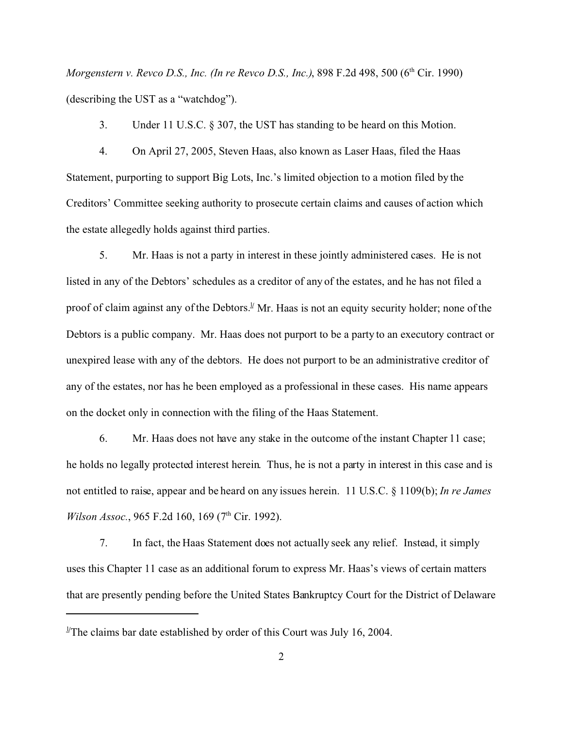*Morgenstern v. Revco D.S., Inc. (In re Revco D.S., Inc.)*, 898 F.2d 498, 500 (6th Cir. 1990) (describing the UST as a "watchdog").

3. Under 11 U.S.C. § 307, the UST has standing to be heard on this Motion.

4. On April 27, 2005, Steven Haas, also known as Laser Haas, filed the Haas Statement, purporting to support Big Lots, Inc.'s limited objection to a motion filed by the Creditors' Committee seeking authority to prosecute certain claims and causes of action which the estate allegedly holds against third parties.

5. Mr. Haas is not a party in interest in these jointly administered cases. He is not listed in any of the Debtors' schedules as a creditor of any of the estates, and he has not filed a proof of claim against any of the Debtors.[1] Mr. Haas is not an equity security holder; none of the Debtors is a public company. Mr. Haas does not purport to be a party to an executory contract or unexpired lease with any of the debtors. He does not purport to be an administrative creditor of any of the estates, nor has he been employed as a professional in these cases. His name appears on the docket only in connection with the filing of the Haas Statement.

6. Mr. Haas does not have any stake in the outcome of the instant Chapter 11 case; he holds no legally protected interest herein. Thus, he is not a party in interest in this case and is not entitled to raise, appear and be heard on any issues herein. 11 U.S.C. § 1109(b); *In re James Wilson Assoc.*, 965 F.2d 160, 169 (7th Cir. 1992).

7. In fact, the Haas Statement does not actually seek any relief. Instead, it simply uses this Chapter 11 case as an additional forum to express Mr. Haas's views of certain matters that are presently pending before the United States Bankruptcy Court for the District of Delaware

---

[1] The claims bar date established by order of this Court was July 16, 2004.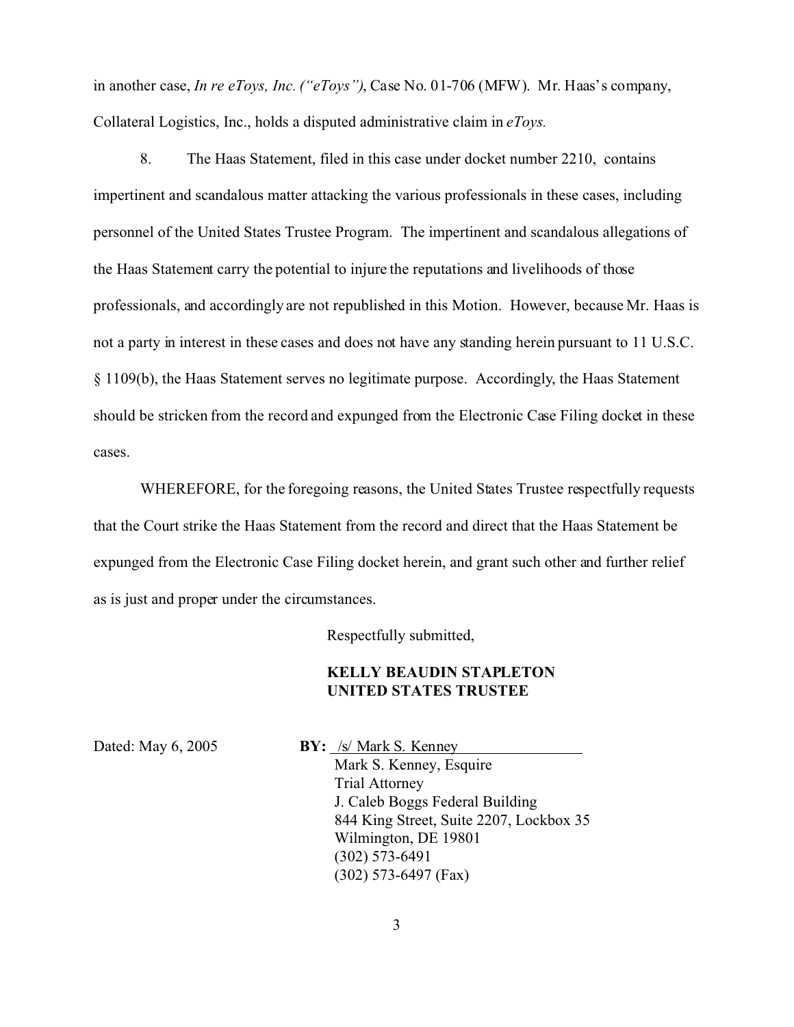in another case, *In re eToys, Inc. ("eToys")*, Case No. 01-706 (MFW). Mr. Haas's company, Collateral Logistics, Inc., holds a disputed administrative claim in *eToys.*

8. The Haas Statement, filed in this case under docket number 2210, contains impertinent and scandalous matter attacking the various professionals in these cases, including personnel of the United States Trustee Program. The impertinent and scandalous allegations of the Haas Statement carry the potential to injure the reputations and livelihoods of those professionals, and accordingly are not republished in this Motion. However, because Mr. Haas is not a party in interest in these cases and does not have any standing herein pursuant to 11 U.S.C. § 1109(b), the Haas Statement serves no legitimate purpose. Accordingly, the Haas Statement should be stricken from the record and expunged from the Electronic Case Filing docket in these cases.

WHEREFORE, for the foregoing reasons, the United States Trustee respectfully requests that the Court strike the Haas Statement from the record and direct that the Haas Statement be expunged from the Electronic Case Filing docket herein, and grant such other and further relief as is just and proper under the circumstances.

Respectfully submitted,

**KELLY BEAUDIN STAPLETON**
**UNITED STATES TRUSTEE**

Dated: May 6, 2005

**BY:** /s/ Mark S. Kenney
Mark S. Kenney, Esquire
Trial Attorney
J. Caleb Boggs Federal Building
844 King Street, Suite 2207, Lockbox 35
Wilmington, DE 19801
(302) 573-6491
(302) 573-6497 (Fax)